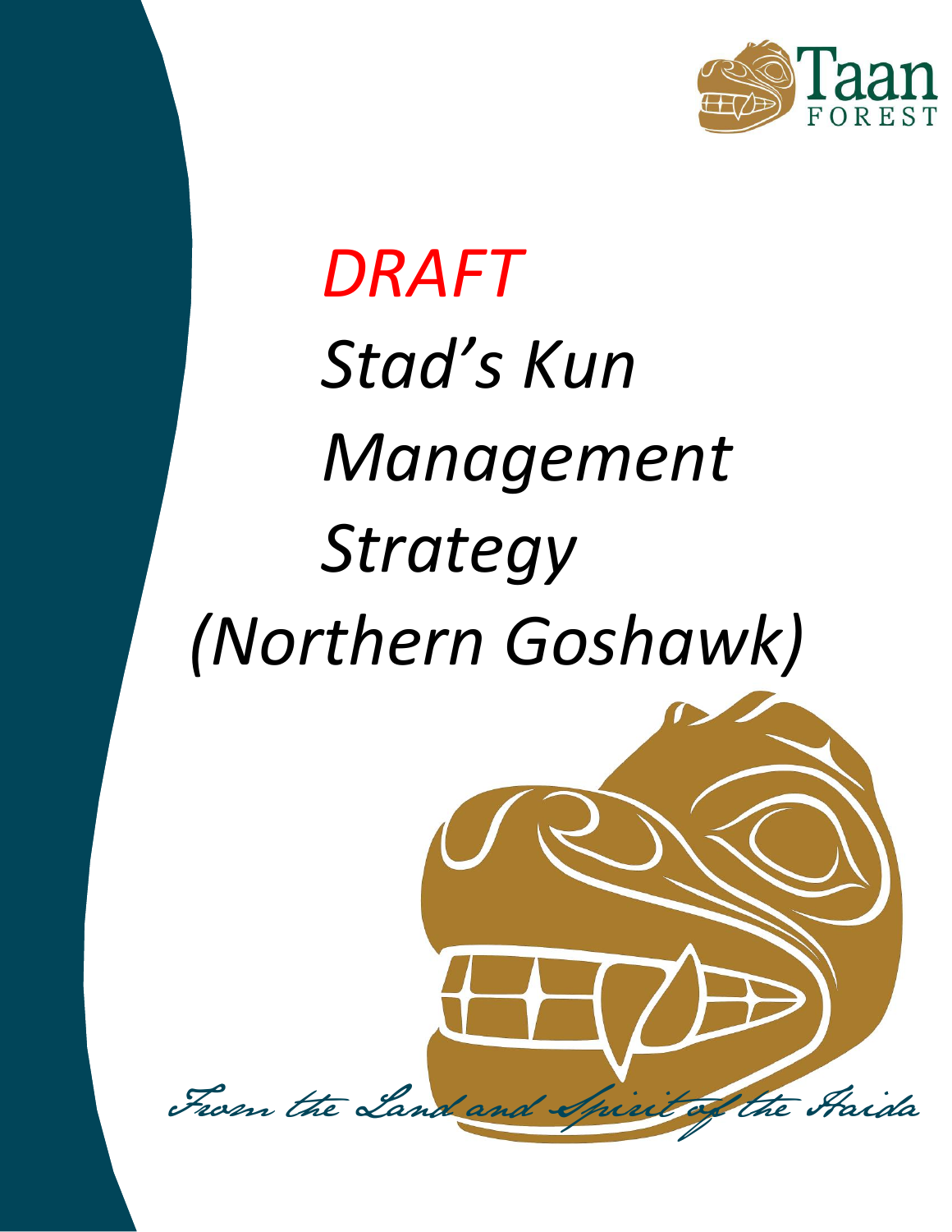Taan FOREST

*DRAFT*

# *Stad's Kun Management Strategy (Northern Goshawk)*

From the Land and Spirit of the Haida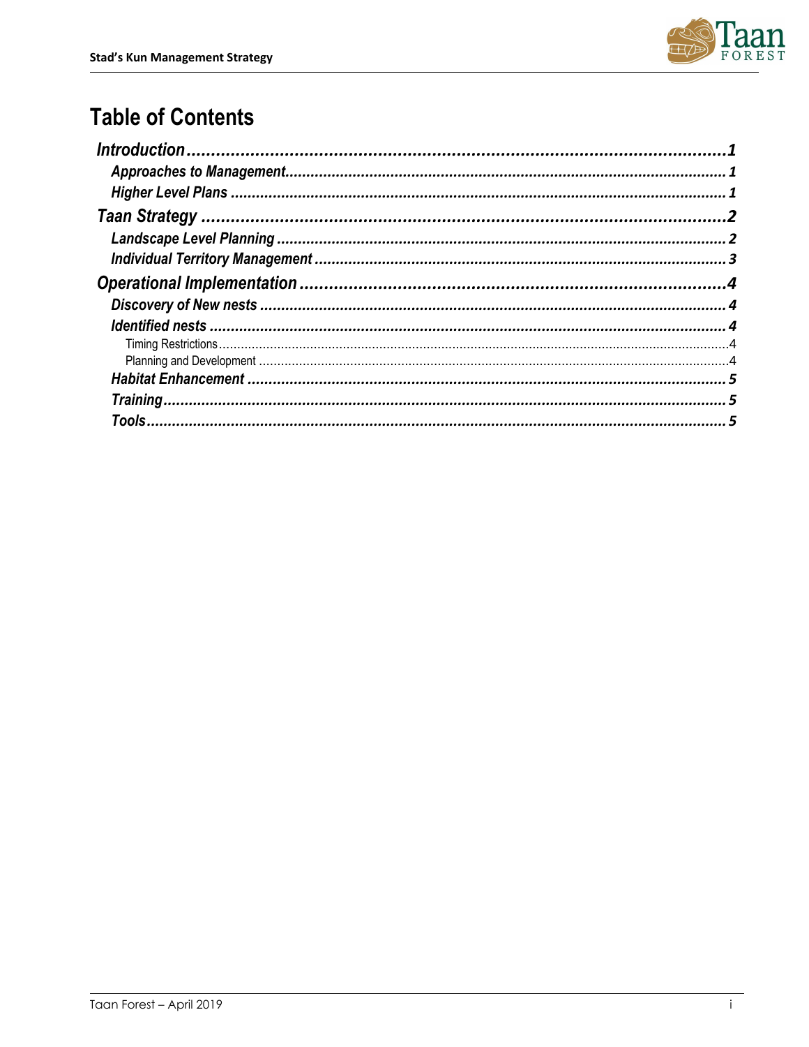# Table of Contents

- *Introduction* ... 1
  - *Approaches to Management* ... 1
  - *Higher Level Plans* ... 1
- *Taan Strategy* ... 2
  - *Landscape Level Planning* ... 2
  - *Individual Territory Management* ... 3
- *Operational Implementation* ... 4
  - *Discovery of New nests* ... 4
  - *Identified nests* ... 4
    - Timing Restrictions ... 4
    - Planning and Development ... 4
  - *Habitat Enhancement* ... 5
  - *Training* ... 5
  - *Tools* ... 5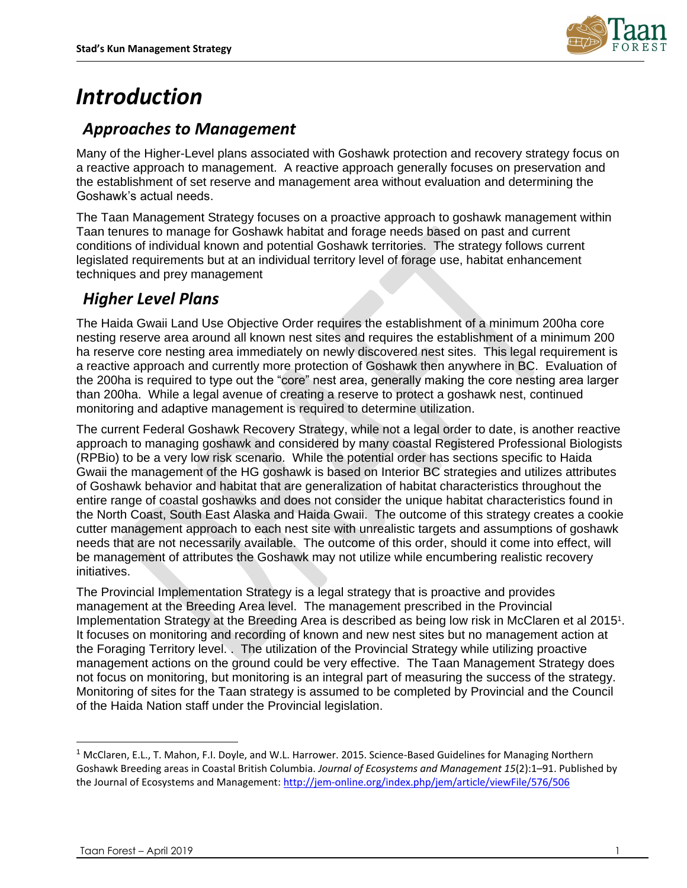# Introduction

## Approaches to Management

Many of the Higher-Level plans associated with Goshawk protection and recovery strategy focus on a reactive approach to management. A reactive approach generally focuses on preservation and the establishment of set reserve and management area without evaluation and determining the Goshawk's actual needs.

The Taan Management Strategy focuses on a proactive approach to goshawk management within Taan tenures to manage for Goshawk habitat and forage needs based on past and current conditions of individual known and potential Goshawk territories. The strategy follows current legislated requirements but at an individual territory level of forage use, habitat enhancement techniques and prey management

## Higher Level Plans

The Haida Gwaii Land Use Objective Order requires the establishment of a minimum 200ha core nesting reserve area around all known nest sites and requires the establishment of a minimum 200 ha reserve core nesting area immediately on newly discovered nest sites. This legal requirement is a reactive approach and currently more protection of Goshawk then anywhere in BC. Evaluation of the 200ha is required to type out the "core" nest area, generally making the core nesting area larger than 200ha. While a legal avenue of creating a reserve to protect a goshawk nest, continued monitoring and adaptive management is required to determine utilization.

The current Federal Goshawk Recovery Strategy, while not a legal order to date, is another reactive approach to managing goshawk and considered by many coastal Registered Professional Biologists (RPBio) to be a very low risk scenario. While the potential order has sections specific to Haida Gwaii the management of the HG goshawk is based on Interior BC strategies and utilizes attributes of Goshawk behavior and habitat that are generalization of habitat characteristics throughout the entire range of coastal goshawks and does not consider the unique habitat characteristics found in the North Coast, South East Alaska and Haida Gwaii. The outcome of this strategy creates a cookie cutter management approach to each nest site with unrealistic targets and assumptions of goshawk needs that are not necessarily available. The outcome of this order, should it come into effect, will be management of attributes the Goshawk may not utilize while encumbering realistic recovery initiatives.

The Provincial Implementation Strategy is a legal strategy that is proactive and provides management at the Breeding Area level. The management prescribed in the Provincial Implementation Strategy at the Breeding Area is described as being low risk in McClaren et al 2015[1]. It focuses on monitoring and recording of known and new nest sites but no management action at the Foraging Territory level. . The utilization of the Provincial Strategy while utilizing proactive management actions on the ground could be very effective. The Taan Management Strategy does not focus on monitoring, but monitoring is an integral part of measuring the success of the strategy. Monitoring of sites for the Taan strategy is assumed to be completed by Provincial and the Council of the Haida Nation staff under the Provincial legislation.

---

[1] McClaren, E.L., T. Mahon, F.I. Doyle, and W.L. Harrower. 2015. Science-Based Guidelines for Managing Northern Goshawk Breeding areas in Coastal British Columbia. *Journal of Ecosystems and Management 15*(2):1–91. Published by the Journal of Ecosystems and Management: http://jem-online.org/index.php/jem/article/viewFile/576/506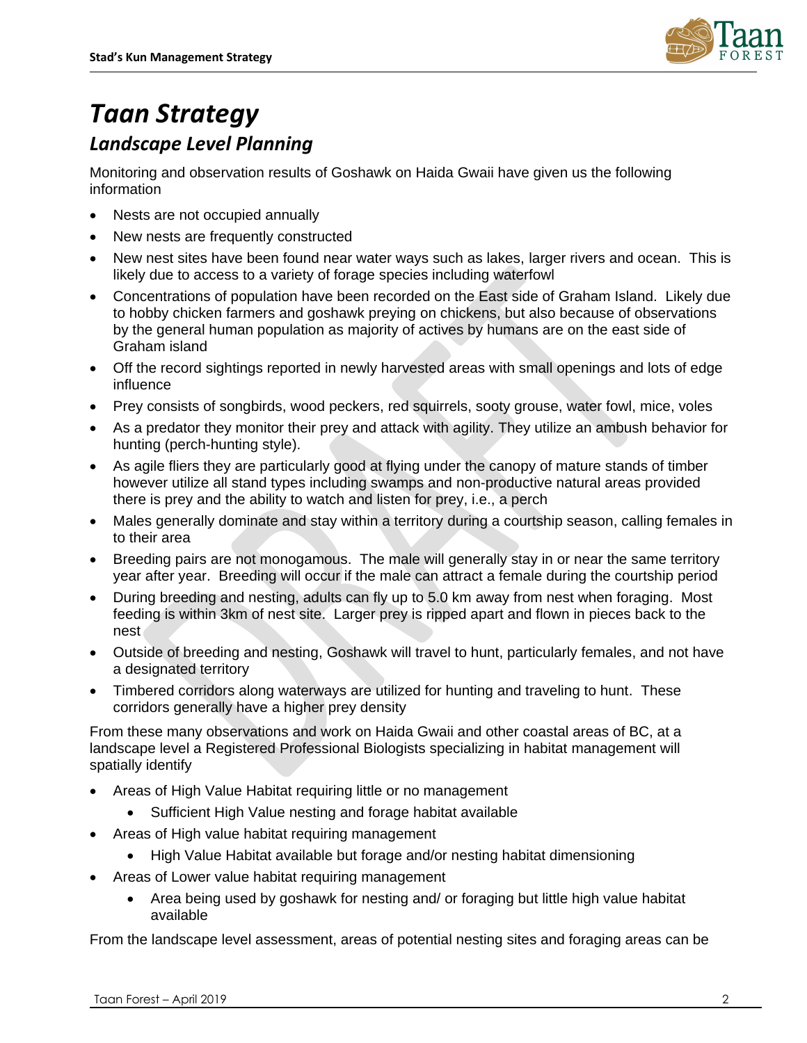# *Taan Strategy*

## *Landscape Level Planning*

Monitoring and observation results of Goshawk on Haida Gwaii have given us the following information

- Nests are not occupied annually
- New nests are frequently constructed
- New nest sites have been found near water ways such as lakes, larger rivers and ocean. This is likely due to access to a variety of forage species including waterfowl
- Concentrations of population have been recorded on the East side of Graham Island. Likely due to hobby chicken farmers and goshawk preying on chickens, but also because of observations by the general human population as majority of actives by humans are on the east side of Graham island
- Off the record sightings reported in newly harvested areas with small openings and lots of edge influence
- Prey consists of songbirds, wood peckers, red squirrels, sooty grouse, water fowl, mice, voles
- As a predator they monitor their prey and attack with agility. They utilize an ambush behavior for hunting (perch-hunting style).
- As agile fliers they are particularly good at flying under the canopy of mature stands of timber however utilize all stand types including swamps and non-productive natural areas provided there is prey and the ability to watch and listen for prey, i.e., a perch
- Males generally dominate and stay within a territory during a courtship season, calling females in to their area
- Breeding pairs are not monogamous. The male will generally stay in or near the same territory year after year. Breeding will occur if the male can attract a female during the courtship period
- During breeding and nesting, adults can fly up to 5.0 km away from nest when foraging. Most feeding is within 3km of nest site. Larger prey is ripped apart and flown in pieces back to the nest
- Outside of breeding and nesting, Goshawk will travel to hunt, particularly females, and not have a designated territory
- Timbered corridors along waterways are utilized for hunting and traveling to hunt. These corridors generally have a higher prey density

From these many observations and work on Haida Gwaii and other coastal areas of BC, at a landscape level a Registered Professional Biologists specializing in habitat management will spatially identify

- Areas of High Value Habitat requiring little or no management
  - Sufficient High Value nesting and forage habitat available
- Areas of High value habitat requiring management
  - High Value Habitat available but forage and/or nesting habitat dimensioning
- Areas of Lower value habitat requiring management
  - Area being used by goshawk for nesting and/ or foraging but little high value habitat available

From the landscape level assessment, areas of potential nesting sites and foraging areas can be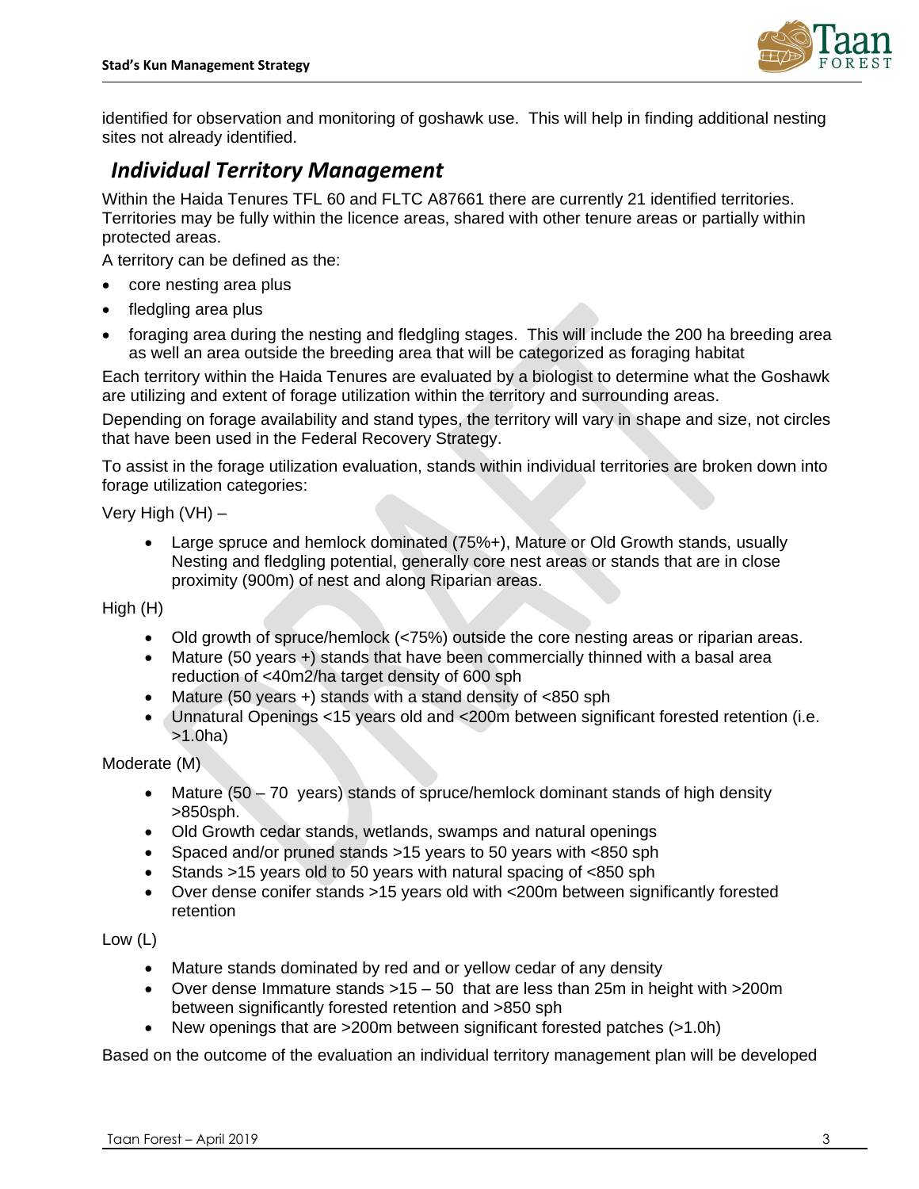identified for observation and monitoring of goshawk use. This will help in finding additional nesting sites not already identified.

## *Individual Territory Management*

Within the Haida Tenures TFL 60 and FLTC A87661 there are currently 21 identified territories. Territories may be fully within the licence areas, shared with other tenure areas or partially within protected areas.

A territory can be defined as the:

- core nesting area plus
- fledgling area plus
- foraging area during the nesting and fledgling stages. This will include the 200 ha breeding area as well an area outside the breeding area that will be categorized as foraging habitat

Each territory within the Haida Tenures are evaluated by a biologist to determine what the Goshawk are utilizing and extent of forage utilization within the territory and surrounding areas.

Depending on forage availability and stand types, the territory will vary in shape and size, not circles that have been used in the Federal Recovery Strategy.

To assist in the forage utilization evaluation, stands within individual territories are broken down into forage utilization categories:

Very High (VH) –

- Large spruce and hemlock dominated (75%+), Mature or Old Growth stands, usually Nesting and fledgling potential, generally core nest areas or stands that are in close proximity (900m) of nest and along Riparian areas.

High (H)

- Old growth of spruce/hemlock (<75%) outside the core nesting areas or riparian areas.
- Mature (50 years +) stands that have been commercially thinned with a basal area reduction of <40m2/ha target density of 600 sph
- Mature (50 years +) stands with a stand density of <850 sph
- Unnatural Openings <15 years old and <200m between significant forested retention (i.e. >1.0ha)

Moderate (M)

- Mature (50 – 70 years) stands of spruce/hemlock dominant stands of high density >850sph.
- Old Growth cedar stands, wetlands, swamps and natural openings
- Spaced and/or pruned stands >15 years to 50 years with <850 sph
- Stands >15 years old to 50 years with natural spacing of <850 sph
- Over dense conifer stands >15 years old with <200m between significantly forested retention

Low (L)

- Mature stands dominated by red and or yellow cedar of any density
- Over dense Immature stands >15 – 50 that are less than 25m in height with >200m between significantly forested retention and >850 sph
- New openings that are >200m between significant forested patches (>1.0h)

Based on the outcome of the evaluation an individual territory management plan will be developed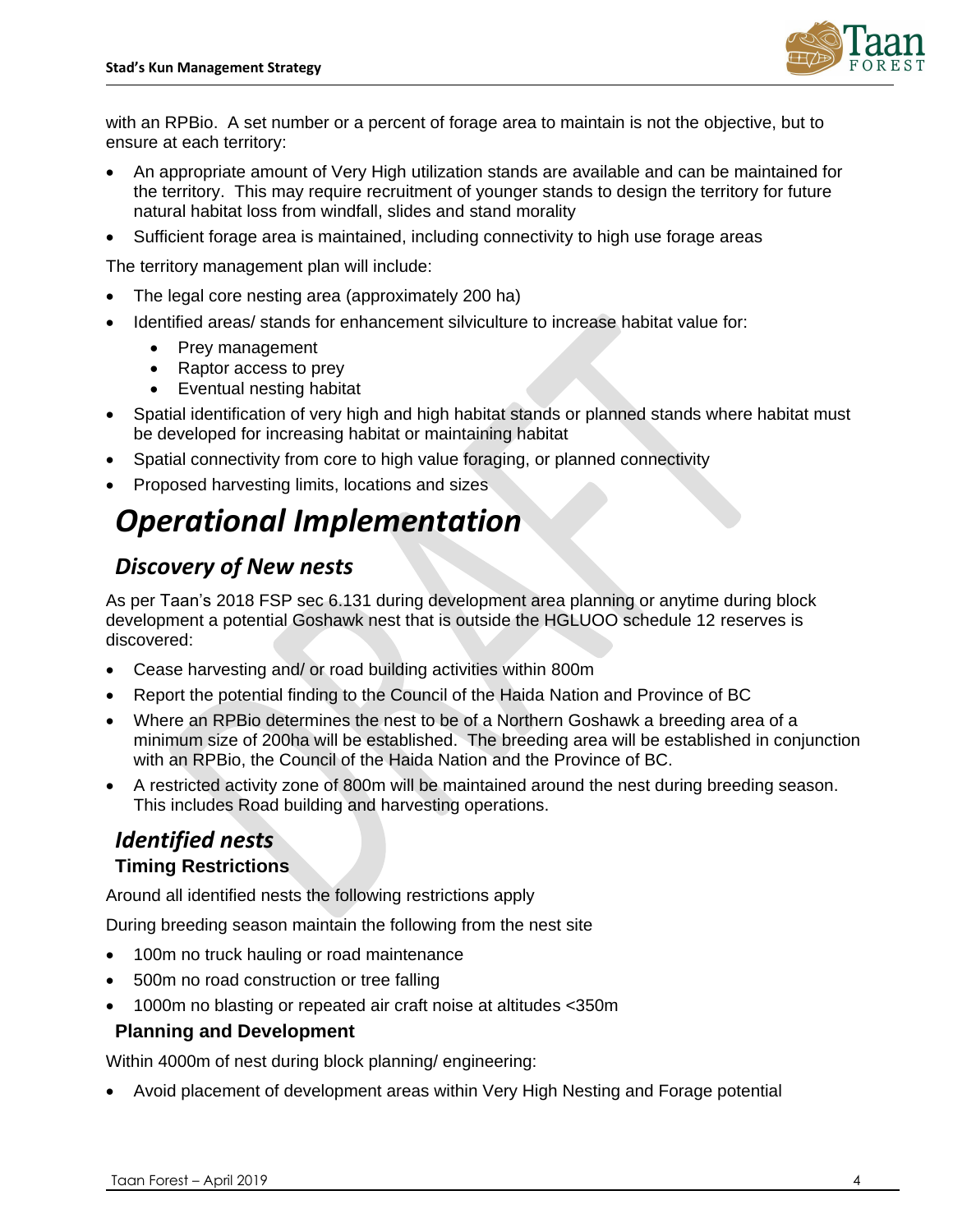with an RPBio. A set number or a percent of forage area to maintain is not the objective, but to ensure at each territory:

- An appropriate amount of Very High utilization stands are available and can be maintained for the territory. This may require recruitment of younger stands to design the territory for future natural habitat loss from windfall, slides and stand morality
- Sufficient forage area is maintained, including connectivity to high use forage areas

The territory management plan will include:

- The legal core nesting area (approximately 200 ha)
- Identified areas/ stands for enhancement silviculture to increase habitat value for:
  - Prey management
  - Raptor access to prey
  - Eventual nesting habitat
- Spatial identification of very high and high habitat stands or planned stands where habitat must be developed for increasing habitat or maintaining habitat
- Spatial connectivity from core to high value foraging, or planned connectivity
- Proposed harvesting limits, locations and sizes

# *Operational Implementation*

## *Discovery of New nests*

As per Taan's 2018 FSP sec 6.131 during development area planning or anytime during block development a potential Goshawk nest that is outside the HGLUOO schedule 12 reserves is discovered:

- Cease harvesting and/ or road building activities within 800m
- Report the potential finding to the Council of the Haida Nation and Province of BC
- Where an RPBio determines the nest to be of a Northern Goshawk a breeding area of a minimum size of 200ha will be established. The breeding area will be established in conjunction with an RPBio, the Council of the Haida Nation and the Province of BC.
- A restricted activity zone of 800m will be maintained around the nest during breeding season. This includes Road building and harvesting operations.

## *Identified nests*

### Timing Restrictions

Around all identified nests the following restrictions apply

During breeding season maintain the following from the nest site

- 100m no truck hauling or road maintenance
- 500m no road construction or tree falling
- 1000m no blasting or repeated air craft noise at altitudes <350m

### Planning and Development

Within 4000m of nest during block planning/ engineering:

- Avoid placement of development areas within Very High Nesting and Forage potential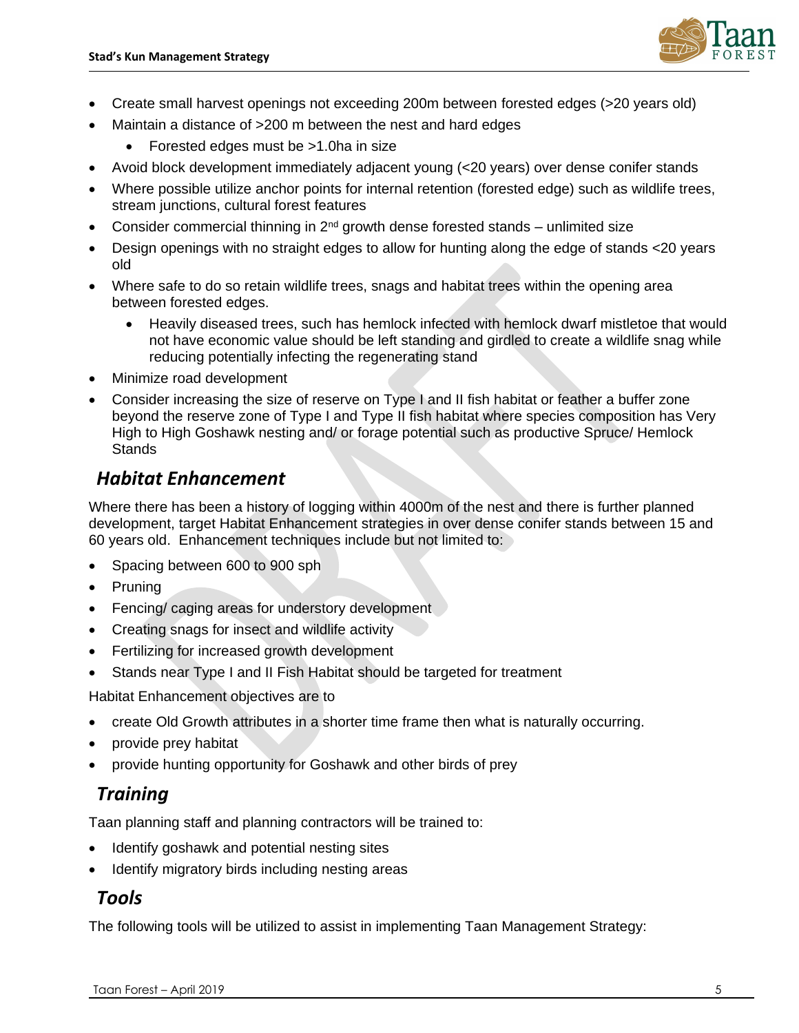- Create small harvest openings not exceeding 200m between forested edges (>20 years old)
- Maintain a distance of >200 m between the nest and hard edges
  - Forested edges must be >1.0ha in size
- Avoid block development immediately adjacent young (<20 years) over dense conifer stands
- Where possible utilize anchor points for internal retention (forested edge) such as wildlife trees, stream junctions, cultural forest features
- Consider commercial thinning in 2nd growth dense forested stands – unlimited size
- Design openings with no straight edges to allow for hunting along the edge of stands <20 years old
- Where safe to do so retain wildlife trees, snags and habitat trees within the opening area between forested edges.
  - Heavily diseased trees, such has hemlock infected with hemlock dwarf mistletoe that would not have economic value should be left standing and girdled to create a wildlife snag while reducing potentially infecting the regenerating stand
- Minimize road development
- Consider increasing the size of reserve on Type I and II fish habitat or feather a buffer zone beyond the reserve zone of Type I and Type II fish habitat where species composition has Very High to High Goshawk nesting and/ or forage potential such as productive Spruce/ Hemlock Stands

## *Habitat Enhancement*

Where there has been a history of logging within 4000m of the nest and there is further planned development, target Habitat Enhancement strategies in over dense conifer stands between 15 and 60 years old. Enhancement techniques include but not limited to:

- Spacing between 600 to 900 sph
- Pruning
- Fencing/ caging areas for understory development
- Creating snags for insect and wildlife activity
- Fertilizing for increased growth development
- Stands near Type I and II Fish Habitat should be targeted for treatment

Habitat Enhancement objectives are to

- create Old Growth attributes in a shorter time frame then what is naturally occurring.
- provide prey habitat
- provide hunting opportunity for Goshawk and other birds of prey

## *Training*

Taan planning staff and planning contractors will be trained to:

- Identify goshawk and potential nesting sites
- Identify migratory birds including nesting areas

## *Tools*

The following tools will be utilized to assist in implementing Taan Management Strategy: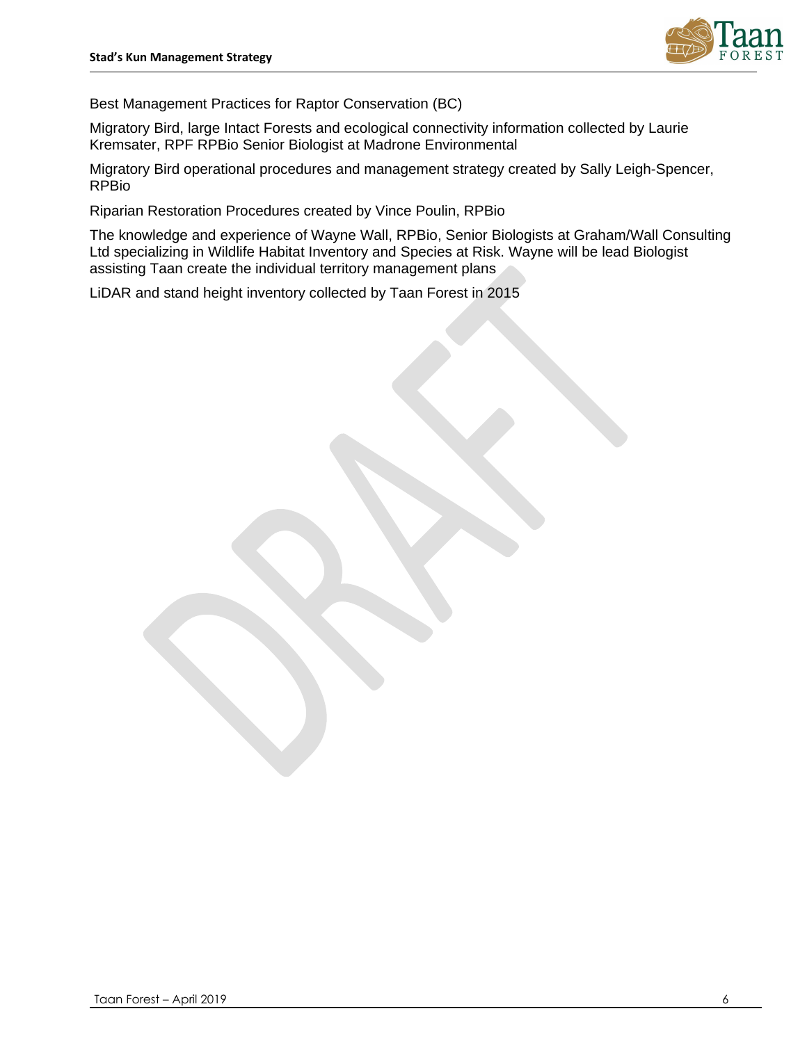Best Management Practices for Raptor Conservation (BC)

Migratory Bird, large Intact Forests and ecological connectivity information collected by Laurie Kremsater, RPF RPBio Senior Biologist at Madrone Environmental

Migratory Bird operational procedures and management strategy created by Sally Leigh-Spencer, RPBio

Riparian Restoration Procedures created by Vince Poulin, RPBio

The knowledge and experience of Wayne Wall, RPBio, Senior Biologists at Graham/Wall Consulting Ltd specializing in Wildlife Habitat Inventory and Species at Risk. Wayne will be lead Biologist assisting Taan create the individual territory management plans

LiDAR and stand height inventory collected by Taan Forest in 2015